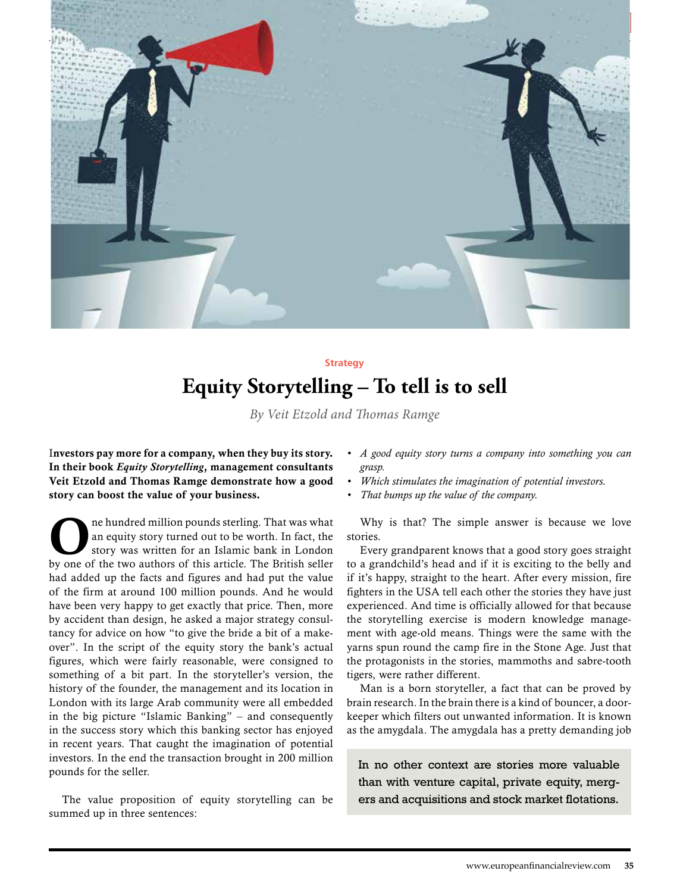Strategy

# Equity Storytelling – To tell is to sell

*By Veit Etzold and Thomas Ramge*

**Investors pay more for a company, when they buy its story. In their book *Equity Storytelling*, management consultants Veit Etzold and Thomas Ramge demonstrate how a good story can boost the value of your business.**

One hundred million pounds sterling. That was what an equity story turned out to be worth. In fact, the story was written for an Islamic bank in London by one of the two authors of this article. The British seller had added up the facts and figures and had put the value of the firm at around 100 million pounds. And he would have been very happy to get exactly that price. Then, more by accident than design, he asked a major strategy consultancy for advice on how "to give the bride a bit of a makeover". In the script of the equity story the bank's actual figures, which were fairly reasonable, were consigned to something of a bit part. In the storyteller's version, the history of the founder, the management and its location in London with its large Arab community were all embedded in the big picture "Islamic Banking" – and consequently in the success story which this banking sector has enjoyed in recent years. That caught the imagination of potential investors. In the end the transaction brought in 200 million pounds for the seller.

The value proposition of equity storytelling can be summed up in three sentences:

- *A good equity story turns a company into something you can grasp.*
- *Which stimulates the imagination of potential investors.*
- *That bumps up the value of the company.*

Why is that? The simple answer is because we love stories.

Every grandparent knows that a good story goes straight to a grandchild's head and if it is exciting to the belly and if it's happy, straight to the heart. After every mission, fire fighters in the USA tell each other the stories they have just experienced. And time is officially allowed for that because the storytelling exercise is modern knowledge management with age-old means. Things were the same with the yarns spun round the camp fire in the Stone Age. Just that the protagonists in the stories, mammoths and sabre-tooth tigers, were rather different.

Man is a born storyteller, a fact that can be proved by brain research. In the brain there is a kind of bouncer, a doorkeeper which filters out unwanted information. It is known as the amygdala. The amygdala has a pretty demanding job

> In no other context are stories more valuable than with venture capital, private equity, mergers and acquisitions and stock market flotations.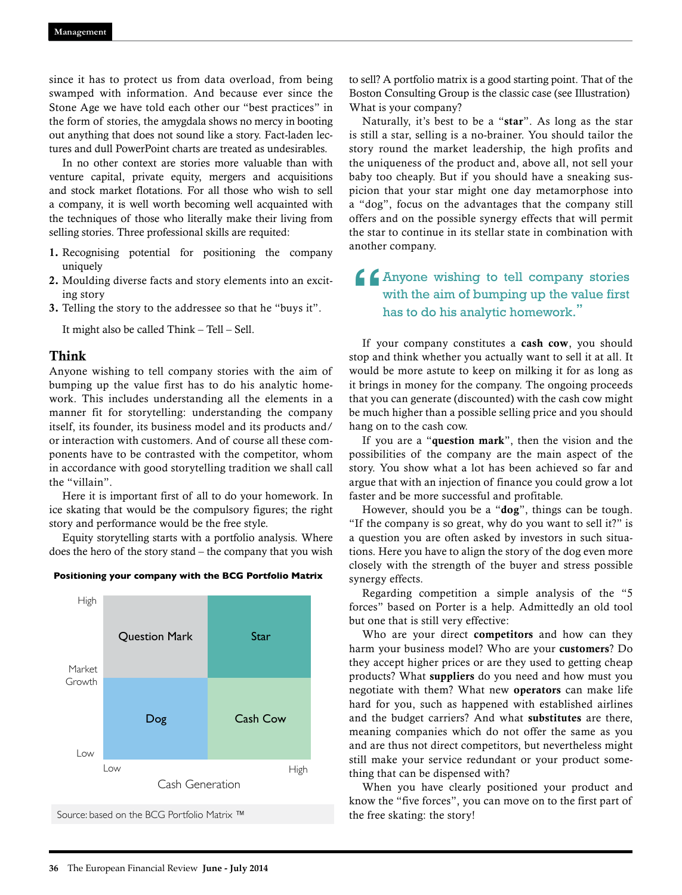since it has to protect us from data overload, from being swamped with information. And because ever since the Stone Age we have told each other our "best practices" in the form of stories, the amygdala shows no mercy in booting out anything that does not sound like a story. Fact-laden lectures and dull PowerPoint charts are treated as undesirables.

In no other context are stories more valuable than with venture capital, private equity, mergers and acquisitions and stock market flotations. For all those who wish to sell a company, it is well worth becoming well acquainted with the techniques of those who literally make their living from selling stories. Three professional skills are requuted:

1. Recognising potential for positioning the company uniquely
2. Moulding diverse facts and story elements into an exciting story
3. Telling the story to the addressee so that he "buys it".

It might also be called Think – Tell – Sell.

## Think

Anyone wishing to tell company stories with the aim of bumping up the value first has to do his analytic homework. This includes understanding all the elements in a manner fit for storytelling: understanding the company itself, its founder, its business model and its products and/or interaction with customers. And of course all these components have to be contrasted with the competitor, whom in accordance with good storytelling tradition we shall call the "villain".

Here it is important first of all to do your homework. In ice skating that would be the compulsory figures; the right story and performance would be the free style.

Equity storytelling starts with a portfolio analysis. Where does the hero of the story stand – the company that you wish to sell? A portfolio matrix is a good starting point. That of the Boston Consulting Group is the classic case (see Illustration) What is your company?

**Positioning your company with the BCG Portfolio Matrix**

| Market Growth | Low Cash Generation | High Cash Generation |
|---|---|---|
| High | Question Mark | Star |
| Low | Dog | Cash Cow |

Source: based on the BCG Portfolio Matrix ™

Naturally, it's best to be a "**star**". As long as the star is still a star, selling is a no-brainer. You should tailor the story round the market leadership, the high profits and the uniqueness of the product and, above all, not sell your baby too cheaply. But if you should have a sneaking suspicion that your star might one day metamorphose into a "dog", focus on the advantages that the company still offers and on the possible synergy effects that will permit the star to continue in its stellar state in combination with another company.

> Anyone wishing to tell company stories with the aim of bumping up the value first has to do his analytic homework.

If your company constitutes a **cash cow**, you should stop and think whether you actually want to sell it at all. It would be more astute to keep on milking it for as long as it brings in money for the company. The ongoing proceeds that you can generate (discounted) with the cash cow might be much higher than a possible selling price and you should hang on to the cash cow.

If you are a "**question mark**", then the vision and the possibilities of the company are the main aspect of the story. You show what a lot has been achieved so far and argue that with an injection of finance you could grow a lot faster and be more successful and profitable.

However, should you be a "**dog**", things can be tough. "If the company is so great, why do you want to sell it?" is a question you are often asked by investors in such situations. Here you have to align the story of the dog even more closely with the strength of the buyer and stress possible synergy effects.

Regarding competition a simple analysis of the "5 forces" based on Porter is a help. Admittedly an old tool but one that is still very effective:

Who are your direct **competitors** and how can they harm your business model? Who are your **customers**? Do they accept higher prices or are they used to getting cheap products? What **suppliers** do you need and how must you negotiate with them? What new **operators** can make life hard for you, such as happened with established airlines and the budget carriers? And what **substitutes** are there, meaning companies which do not offer the same as you and are thus not direct competitors, but nevertheless might still make your service redundant or your product something that can be dispensed with?

When you have clearly positioned your product and know the "five forces", you can move on to the first part of the free skating: the story!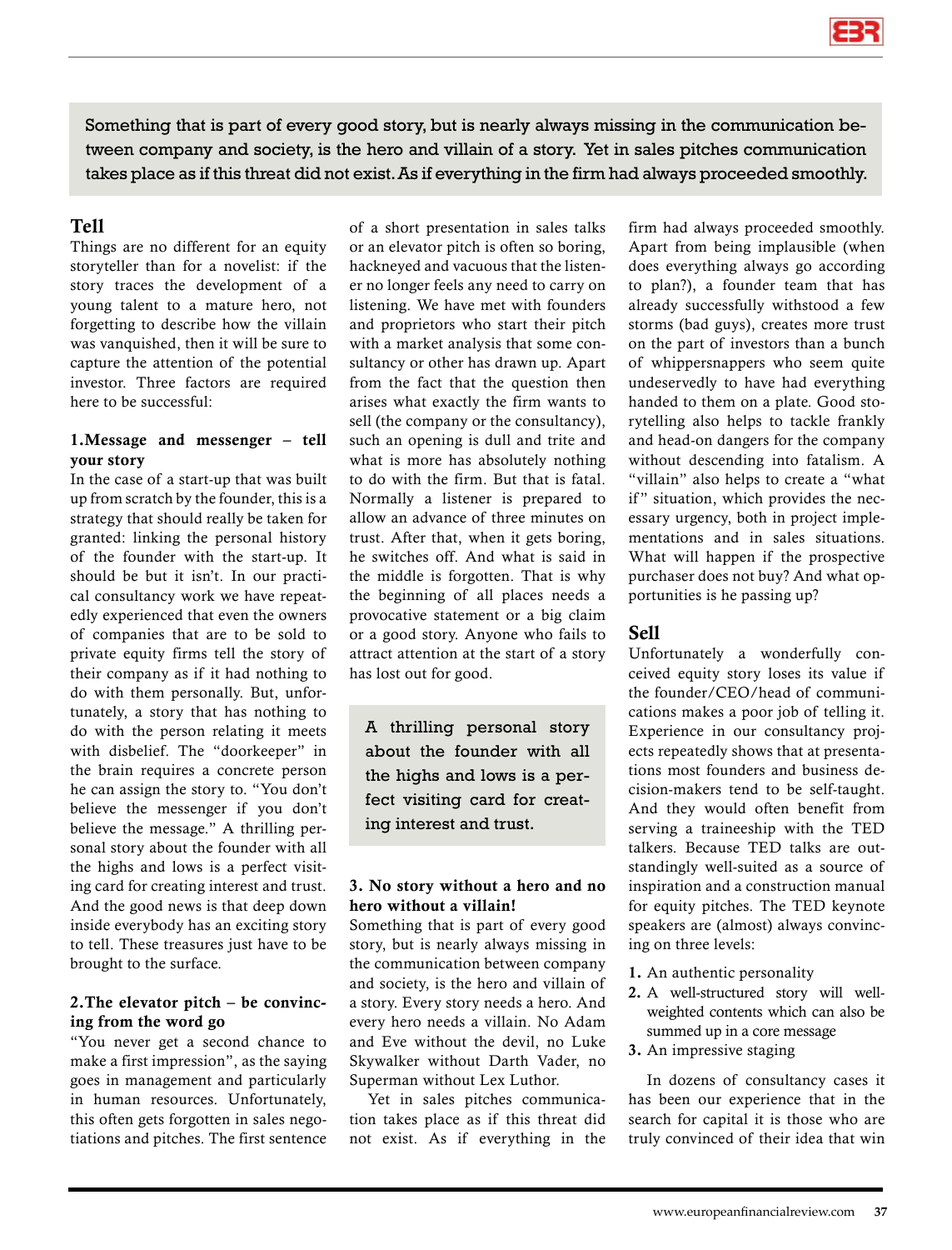Something that is part of every good story, but is nearly always missing in the communication between company and society, is the hero and villain of a story. Yet in sales pitches communication takes place as if this threat did not exist. As if everything in the firm had always proceeded smoothly.

## Tell

Things are no different for an equity storyteller than for a novelist: if the story traces the development of a young talent to a mature hero, not forgetting to describe how the villain was vanquished, then it will be sure to capture the attention of the potential investor. Three factors are required here to be successful:

### 1. Message and messenger – tell your story

In the case of a start-up that was built up from scratch by the founder, this is a strategy that should really be taken for granted: linking the personal history of the founder with the start-up. It should be but it isn't. In our practical consultancy work we have repeatedly experienced that even the owners of companies that are to be sold to private equity firms tell the story of their company as if it had nothing to do with them personally. But, unfortunately, a story that has nothing to do with the person relating it meets with disbelief. The "doorkeeper" in the brain requires a concrete person he can assign the story to. "You don't believe the messenger if you don't believe the message." A thrilling personal story about the founder with all the highs and lows is a perfect visiting card for creating interest and trust. And the good news is that deep down inside everybody has an exciting story to tell. These treasures just have to be brought to the surface.

### 2. The elevator pitch – be convincing from the word go

"You never get a second chance to make a first impression", as the saying goes in management and particularly in human resources. Unfortunately, this often gets forgotten in sales negotiations and pitches. The first sentence of a short presentation in sales talks or an elevator pitch is often so boring, hackneyed and vacuous that the listener no longer feels any need to carry on listening. We have met with founders and proprietors who start their pitch with a market analysis that some consultancy or other has drawn up. Apart from the fact that the question then arises what exactly the firm wants to sell (the company or the consultancy), such an opening is dull and trite and what is more has absolutely nothing to do with the firm. But that is fatal. Normally a listener is prepared to allow an advance of three minutes on trust. After that, when it gets boring, he switches off. And what is said in the middle is forgotten. That is why the beginning of all places needs a provocative statement or a big claim or a good story. Anyone who fails to attract attention at the start of a story has lost out for good.

A thrilling personal story about the founder with all the highs and lows is a perfect visiting card for creating interest and trust.

### 3. No story without a hero and no hero without a villain!

Something that is part of every good story, but is nearly always missing in the communication between company and society, is the hero and villain of a story. Every story needs a hero. And every hero needs a villain. No Adam and Eve without the devil, no Luke Skywalker without Darth Vader, no Superman without Lex Luthor.

Yet in sales pitches communication takes place as if this threat did not exist. As if everything in the firm had always proceeded smoothly. Apart from being implausible (when does everything always go according to plan?), a founder team that has already successfully withstood a few storms (bad guys), creates more trust on the part of investors than a bunch of whippersnappers who seem quite undeservedly to have had everything handed to them on a plate. Good storytelling also helps to tackle frankly and head-on dangers for the company without descending into fatalism. A "villain" also helps to create a "what if" situation, which provides the necessary urgency, both in project implementations and in sales situations. What will happen if the prospective purchaser does not buy? And what opportunities is he passing up?

## Sell

Unfortunately a wonderfully conceived equity story loses its value if the founder/CEO/head of communications makes a poor job of telling it. Experience in our consultancy projects repeatedly shows that at presentations most founders and business decision-makers tend to be self-taught. And they would often benefit from serving a traineeship with the TED talkers. Because TED talks are outstandingly well-suited as a source of inspiration and a construction manual for equity pitches. The TED keynote speakers are (almost) always convincing on three levels:

1. An authentic personality
2. A well-structured story will well-weighted contents which can also be summed up in a core message
3. An impressive staging

In dozens of consultancy cases it has been our experience that in the search for capital it is those who are truly convinced of their idea that win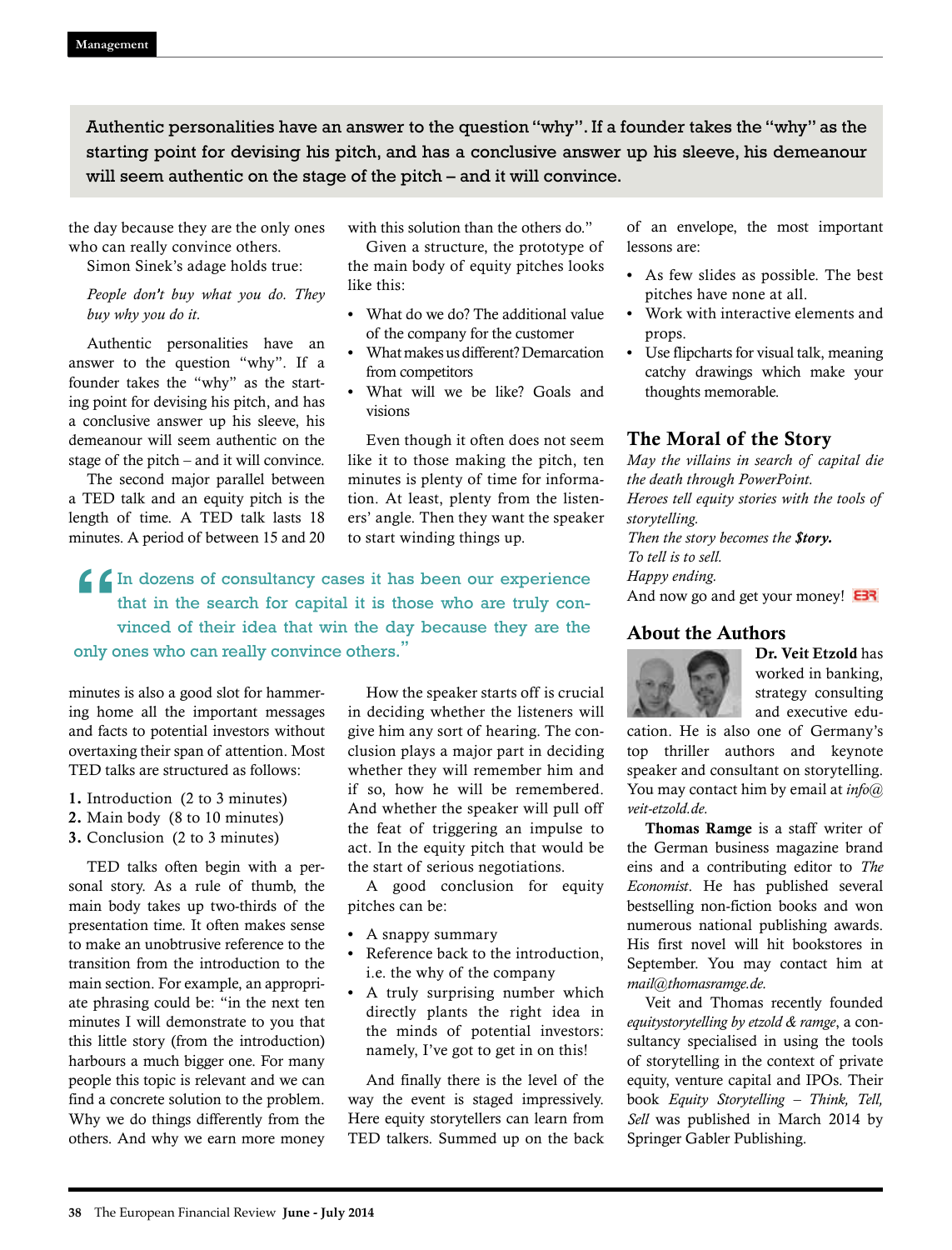> Authentic personalities have an answer to the question "why". If a founder takes the "why" as the starting point for devising his pitch, and has a conclusive answer up his sleeve, his demeanour will seem authentic on the stage of the pitch – and it will convince.

the day because they are the only ones who can really convince others.

Simon Sinek's adage holds true:

*People don't buy what you do. They buy why you do it.*

Authentic personalities have an answer to the question "why". If a founder takes the "why" as the starting point for devising his pitch, and has a conclusive answer up his sleeve, his demeanour will seem authentic on the stage of the pitch – and it will convince.

The second major parallel between a TED talk and an equity pitch is the length of time. A TED talk lasts 18 minutes. A period of between 15 and 20 minutes is also a good slot for hammering home all the important messages and facts to potential investors without overtaxing their span of attention. Most TED talks are structured as follows:

1. Introduction (2 to 3 minutes)
2. Main body (8 to 10 minutes)
3. Conclusion (2 to 3 minutes)

TED talks often begin with a personal story. As a rule of thumb, the main body takes up two-thirds of the presentation time. It often makes sense to make an unobtrusive reference to the transition from the introduction to the main section. For example, an appropriate phrasing could be: "in the next ten minutes I will demonstrate to you that this little story (from the introduction) harbours a much bigger one. For many people this topic is relevant and we can find a concrete solution to the problem. Why we do things differently from the others. And why we earn more money with this solution than the others do."

Given a structure, the prototype of the main body of equity pitches looks like this:

- What do we do? The additional value of the company for the customer
- What makes us different? Demarcation from competitors
- What will we be like? Goals and visions

Even though it often does not seem like it to those making the pitch, ten minutes is plenty of time for information. At least, plenty from the listeners' angle. Then they want the speaker to start winding things up.

> "In dozens of consultancy cases it has been our experience that in the search for capital it is those who are truly convinced of their idea that win the day because they are the only ones who can really convince others."

How the speaker starts off is crucial in deciding whether the listeners will give him any sort of hearing. The conclusion plays a major part in deciding whether they will remember him and if so, how he will be remembered. And whether the speaker will pull off the feat of triggering an impulse to act. In the equity pitch that would be the start of serious negotiations.

A good conclusion for equity pitches can be:

- A snappy summary
- Reference back to the introduction, i.e. the why of the company
- A truly surprising number which directly plants the right idea in the minds of potential investors: namely, I've got to get in on this!

And finally there is the level of the way the event is staged impressively. Here equity storytellers can learn from TED talkers. Summed up on the back of an envelope, the most important lessons are:

- As few slides as possible. The best pitches have none at all.
- Work with interactive elements and props.
- Use flipcharts for visual talk, meaning catchy drawings which make your thoughts memorable.

## The Moral of the Story

*May the villains in search of capital die the death through PowerPoint.*
*Heroes tell equity stories with the tools of storytelling.*
*Then the story becomes the **$tory.***
*To tell is to sell.*
*Happy ending.*
And now go and get your money!

## About the Authors

**Dr. Veit Etzold** has worked in banking, strategy consulting and executive education. He is also one of Germany's top thriller authors and keynote speaker and consultant on storytelling. You may contact him by email at *info@veit-etzold.de.*

**Thomas Ramge** is a staff writer of the German business magazine brand eins and a contributing editor to *The Economist*. He has published several bestselling non-fiction books and won numerous national publishing awards. His first novel will hit bookstores in September. You may contact him at *mail@thomasramge.de.*

Veit and Thomas recently founded *equitystorytelling by etzold & ramge*, a consultancy specialised in using the tools of storytelling in the context of private equity, venture capital and IPOs. Their book *Equity Storytelling – Think, Tell, Sell* was published in March 2014 by Springer Gabler Publishing.